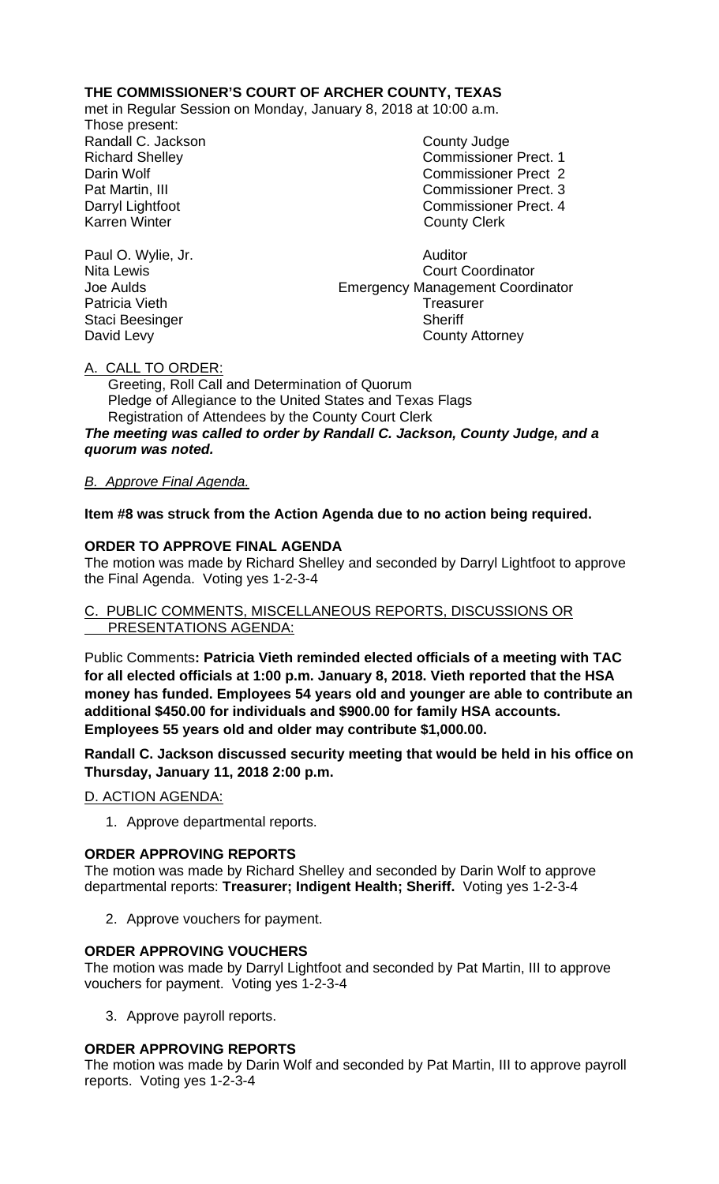**THE COMMISSIONER'S COURT OF ARCHER COUNTY, TEXAS**

met in Regular Session on Monday, January 8, 2018 at 10:00 a.m.

Those present:

| | |
|---|---|
| Randall C. Jackson | County Judge |
| Richard Shelley | Commissioner Prect. 1 |
| Darin Wolf | Commissioner Prect 2 |
| Pat Martin, III | Commissioner Prect. 3 |
| Darryl Lightfoot | Commissioner Prect. 4 |
| Karren Winter | County Clerk |
| | |
| Paul O. Wylie, Jr. | Auditor |
| Nita Lewis | Court Coordinator |
| Joe Aulds | Emergency Management Coordinator |
| Patricia Vieth | Treasurer |
| Staci Beesinger | Sheriff |
| David Levy | County Attorney |

A. CALL TO ORDER:

Greeting, Roll Call and Determination of Quorum
Pledge of Allegiance to the United States and Texas Flags
Registration of Attendees by the County Court Clerk

***The meeting was called to order by Randall C. Jackson, County Judge, and a quorum was noted.***

*B. Approve Final Agenda.*

**Item #8 was struck from the Action Agenda due to no action being required.**

**ORDER TO APPROVE FINAL AGENDA**

The motion was made by Richard Shelley and seconded by Darryl Lightfoot to approve the Final Agenda. Voting yes 1-2-3-4

C. PUBLIC COMMENTS, MISCELLANEOUS REPORTS, DISCUSSIONS OR PRESENTATIONS AGENDA:

Public Comments**: Patricia Vieth reminded elected officials of a meeting with TAC for all elected officials at 1:00 p.m. January 8, 2018. Vieth reported that the HSA money has funded. Employees 54 years old and younger are able to contribute an additional $450.00 for individuals and $900.00 for family HSA accounts. Employees 55 years old and older may contribute $1,000.00.**

**Randall C. Jackson discussed security meeting that would be held in his office on Thursday, January 11, 2018 2:00 p.m.**

D. ACTION AGENDA:

1. Approve departmental reports.

**ORDER APPROVING REPORTS**

The motion was made by Richard Shelley and seconded by Darin Wolf to approve departmental reports: **Treasurer; Indigent Health; Sheriff.** Voting yes 1-2-3-4

2. Approve vouchers for payment.

**ORDER APPROVING VOUCHERS**

The motion was made by Darryl Lightfoot and seconded by Pat Martin, III to approve vouchers for payment. Voting yes 1-2-3-4

3. Approve payroll reports.

**ORDER APPROVING REPORTS**

The motion was made by Darin Wolf and seconded by Pat Martin, III to approve payroll reports. Voting yes 1-2-3-4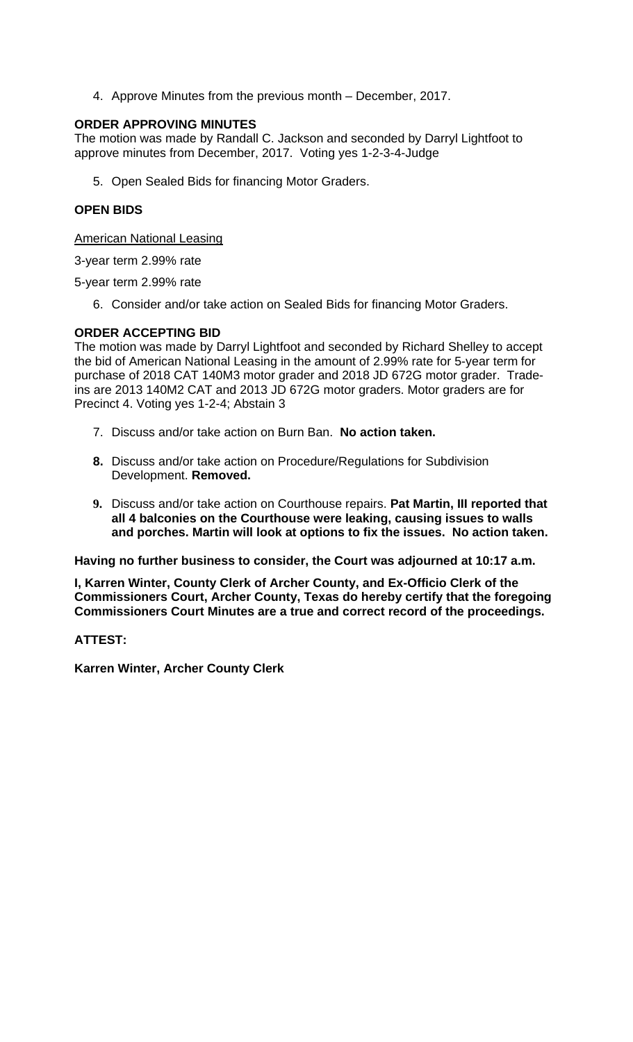4. Approve Minutes from the previous month – December, 2017.

**ORDER APPROVING MINUTES**
The motion was made by Randall C. Jackson and seconded by Darryl Lightfoot to approve minutes from December, 2017. Voting yes 1-2-3-4-Judge

5. Open Sealed Bids for financing Motor Graders.

**OPEN BIDS**

American National Leasing

3-year term 2.99% rate

5-year term 2.99% rate

6. Consider and/or take action on Sealed Bids for financing Motor Graders.

**ORDER ACCEPTING BID**
The motion was made by Darryl Lightfoot and seconded by Richard Shelley to accept the bid of American National Leasing in the amount of 2.99% rate for 5-year term for purchase of 2018 CAT 140M3 motor grader and 2018 JD 672G motor grader. Trade-ins are 2013 140M2 CAT and 2013 JD 672G motor graders. Motor graders are for Precinct 4. Voting yes 1-2-4; Abstain 3

7. Discuss and/or take action on Burn Ban. **No action taken.**

8. Discuss and/or take action on Procedure/Regulations for Subdivision Development. **Removed.**

9. Discuss and/or take action on Courthouse repairs. **Pat Martin, III reported that all 4 balconies on the Courthouse were leaking, causing issues to walls and porches. Martin will look at options to fix the issues. No action taken.**

**Having no further business to consider, the Court was adjourned at 10:17 a.m.**

**I, Karren Winter, County Clerk of Archer County, and Ex-Officio Clerk of the Commissioners Court, Archer County, Texas do hereby certify that the foregoing Commissioners Court Minutes are a true and correct record of the proceedings.**

**ATTEST:**

**Karren Winter, Archer County Clerk**